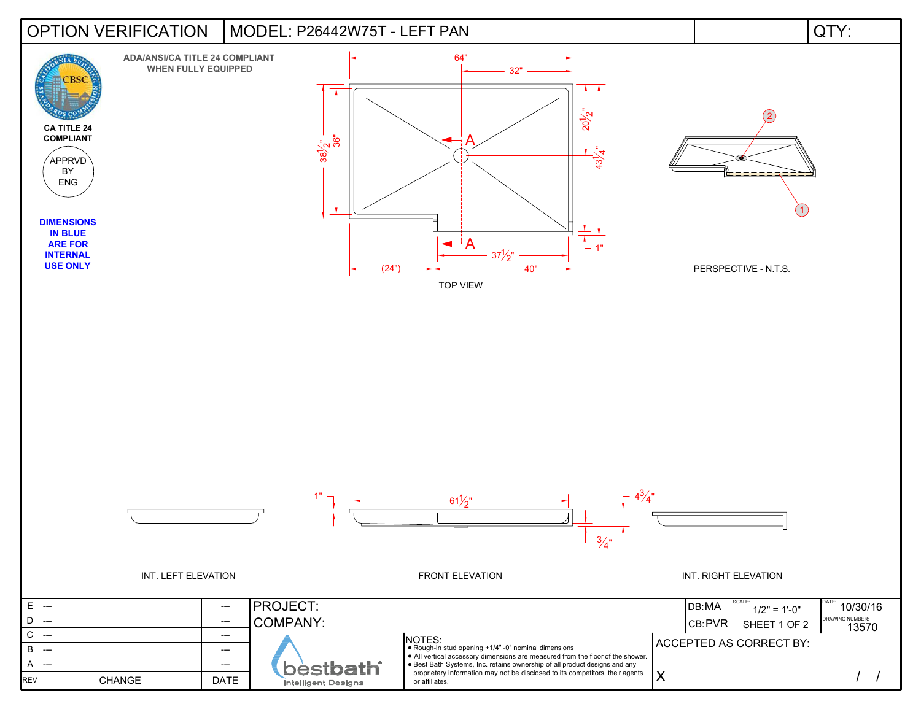# OPTION VERIFICATION

**MODEL: P26442W75T - LEFT PAN**

QTY:

**ADA/ANSI/CA TITLE 24 COMPLIANT WHEN FULLY EQUIPPED**

CA TITLE 24 COMPLIANT

APPRVD BY ENG

**DIMENSIONS IN BLUE ARE FOR INTERNAL USE ONLY**

64"
32"
$38\frac{1}{2}$"
36"
$20\frac{1}{2}$"
$43\frac{1}{4}$"
A
A
1"
$37\frac{1}{2}$"
(24")
40"

TOP VIEW

PERSPECTIVE - N.T.S.

1"
$61\frac{1}{2}$"
$4\frac{3}{4}$"
$\frac{3}{4}$"

INT. LEFT ELEVATION

FRONT ELEVATION

INT. RIGHT ELEVATION

| REV | CHANGE | DATE |
|---|---|---|
| E | --- | --- |
| D | --- | --- |
| C | --- | --- |
| B | --- | --- |
| A | --- | --- |

PROJECT:

COMPANY:

DB:MA | SCALE: 1/2" = 1'-0" | DATE: 10/30/16

CB:PVR | SHEET 1 OF 2 | DRAWING NUMBER: 13570

bestbath Intelligent Designs

NOTES:
- Rough-in stud opening +1/4" -0" nominal dimensions
- All vertical accessory dimensions are measured from the floor of the shower.
- Best Bath Systems, Inc. retains ownership of all product designs and any proprietary information may not be disclosed to its competitors, their agents or affiliates.

ACCEPTED AS CORRECT BY:

X ______________________ / /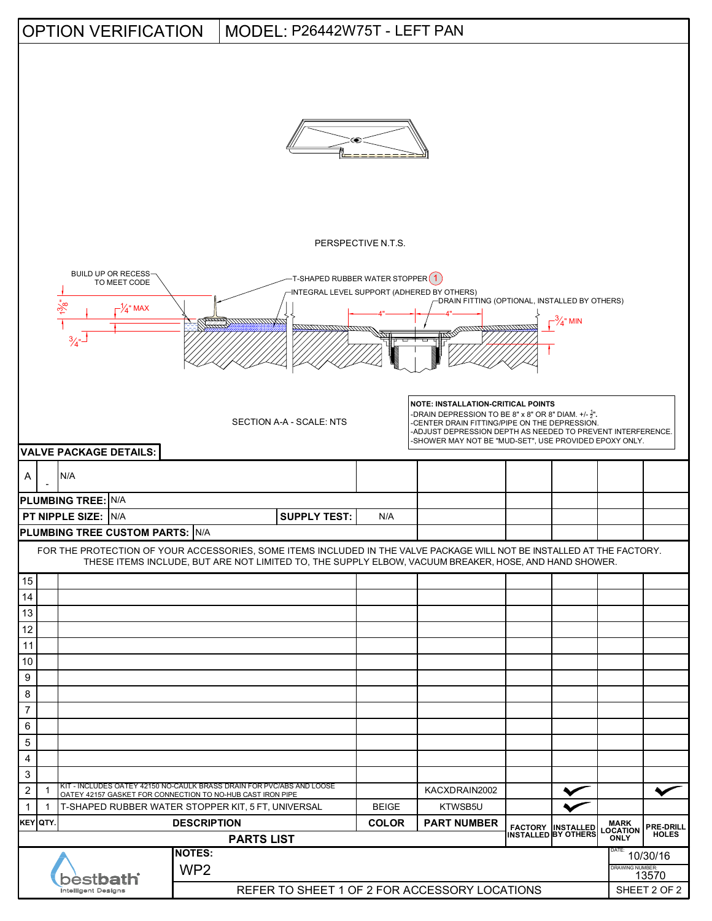# OPTION VERIFICATION

## MODEL: P26442W75T - LEFT PAN

PERSPECTIVE N.T.S.

BUILD UP OR RECESS TO MEET CODE

$1\frac{3}{8}$"

$\frac{1}{4}$" MAX

$\frac{3}{4}$"

T-SHAPED RUBBER WATER STOPPER (1)

INTEGRAL LEVEL SUPPORT (ADHERED BY OTHERS)

DRAIN FITTING (OPTIONAL, INSTALLED BY OTHERS)

4"

4"

$\frac{3}{4}$" MIN

SECTION A-A - SCALE: NTS

**NOTE: INSTALLATION-CRITICAL POINTS**
- DRAIN DEPRESSION TO BE 8" x 8" OR 8" DIAM. +/- $\frac{1}{2}$".
- CENTER DRAIN FITTING/PIPE ON THE DEPRESSION.
- ADJUST DEPRESSION DEPTH AS NEEDED TO PREVENT INTERFERENCE.
- SHOWER MAY NOT BE "MUD-SET", USE PROVIDED EPOXY ONLY.

**VALVE PACKAGE DETAILS:**

| | | | | | | | | |
|---|---|---|---|---|---|---|---|---|
| A | - | N/A | | | | | | |

**PLUMBING TREE:** N/A

**PT NIPPLE SIZE:** N/A **SUPPLY TEST:** N/A

**PLUMBING TREE CUSTOM PARTS:** N/A

FOR THE PROTECTION OF YOUR ACCESSORIES, SOME ITEMS INCLUDED IN THE VALVE PACKAGE WILL NOT BE INSTALLED AT THE FACTORY. THESE ITEMS INCLUDE, BUT ARE NOT LIMITED TO, THE SUPPLY ELBOW, VACUUM BREAKER, HOSE, AND HAND SHOWER.

### PARTS LIST

| KEY | QTY. | DESCRIPTION | COLOR | PART NUMBER | FACTORY INSTALLED | INSTALLED BY OTHERS | MARK LOCATION ONLY | PRE-DRILL HOLES |
|---|---|---|---|---|---|---|---|---|
| 15 | | | | | | | | |
| 14 | | | | | | | | |
| 13 | | | | | | | | |
| 12 | | | | | | | | |
| 11 | | | | | | | | |
| 10 | | | | | | | | |
| 9 | | | | | | | | |
| 8 | | | | | | | | |
| 7 | | | | | | | | |
| 6 | | | | | | | | |
| 5 | | | | | | | | |
| 4 | | | | | | | | |
| 3 | | | | | | | | |
| 2 | 1 | KIT - INCLUDES OATEY 42150 NO-CAULK BRASS DRAIN FOR PVC/ABS AND LOOSE OATEY 42157 GASKET FOR CONNECTION TO NO-HUB CAST IRON PIPE | | KACXDRAIN2002 | | ✓ | | ✓ |
| 1 | 1 | T-SHAPED RUBBER WATER STOPPER KIT, 5 FT, UNIVERSAL | BEIGE | KTWSB5U | | ✓ | | |

**NOTES:**
WP2

REFER TO SHEET 1 OF 2 FOR ACCESSORY LOCATIONS

bestbath Intelligent Designs

DATE: 10/30/16

DRAWING NUMBER: 13570

SHEET 2 OF 2